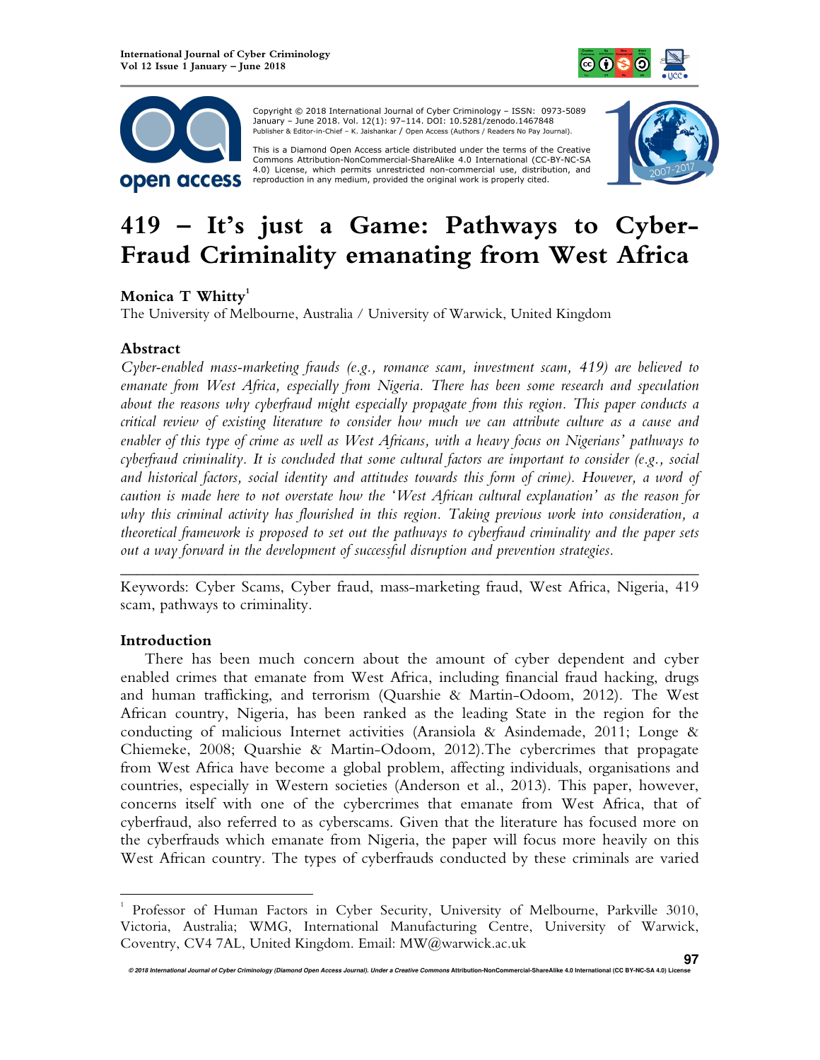Copyright © 2018 International Journal of Cyber Criminology – ISSN: 0973-5089 January – June 2018. Vol. 12(1): 97–114. DOI: 10.5281/zenodo.1467848
Publisher & Editor-in-Chief – K. Jaishankar / Open Access (Authors / Readers No Pay Journal).

This is a Diamond Open Access article distributed under the terms of the Creative Commons Attribution-NonCommercial-ShareAlike 4.0 International (CC-BY-NC-SA 4.0) License, which permits unrestricted non-commercial use, distribution, and reproduction in any medium, provided the original work is properly cited.

# 419 – It's just a Game: Pathways to Cyber-Fraud Criminality emanating from West Africa

**Monica T Whitty**[1]
The University of Melbourne, Australia / University of Warwick, United Kingdom

## Abstract

*Cyber-enabled mass-marketing frauds (e.g., romance scam, investment scam, 419) are believed to emanate from West Africa, especially from Nigeria. There has been some research and speculation about the reasons why cyberfraud might especially propagate from this region. This paper conducts a critical review of existing literature to consider how much we can attribute culture as a cause and enabler of this type of crime as well as West Africans, with a heavy focus on Nigerians' pathways to cyberfraud criminality. It is concluded that some cultural factors are important to consider (e.g., social and historical factors, social identity and attitudes towards this form of crime). However, a word of caution is made here to not overstate how the 'West African cultural explanation' as the reason for why this criminal activity has flourished in this region. Taking previous work into consideration, a theoretical framework is proposed to set out the pathways to cyberfraud criminality and the paper sets out a way forward in the development of successful disruption and prevention strategies.*

---

Keywords: Cyber Scams, Cyber fraud, mass-marketing fraud, West Africa, Nigeria, 419 scam, pathways to criminality.

## Introduction

There has been much concern about the amount of cyber dependent and cyber enabled crimes that emanate from West Africa, including financial fraud hacking, drugs and human trafficking, and terrorism (Quarshie & Martin-Odoom, 2012). The West African country, Nigeria, has been ranked as the leading State in the region for the conducting of malicious Internet activities (Aransiola & Asindemade, 2011; Longe & Chiemeke, 2008; Quarshie & Martin-Odoom, 2012).The cybercrimes that propagate from West Africa have become a global problem, affecting individuals, organisations and countries, especially in Western societies (Anderson et al., 2013). This paper, however, concerns itself with one of the cybercrimes that emanate from West Africa, that of cyberfraud, also referred to as cyberscams. Given that the literature has focused more on the cyberfrauds which emanate from Nigeria, the paper will focus more heavily on this West African country. The types of cyberfrauds conducted by these criminals are varied

---

[1] Professor of Human Factors in Cyber Security, University of Melbourne, Parkville 3010, Victoria, Australia; WMG, International Manufacturing Centre, University of Warwick, Coventry, CV4 7AL, United Kingdom. Email: MW@warwick.ac.uk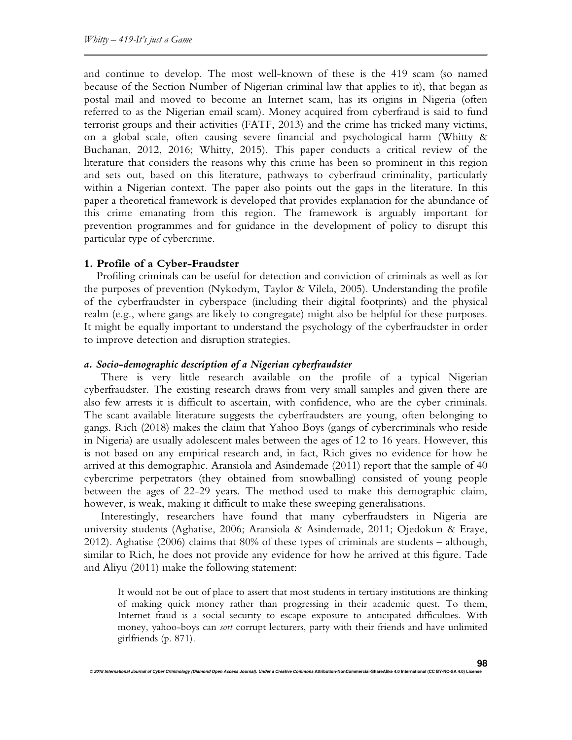and continue to develop. The most well-known of these is the 419 scam (so named because of the Section Number of Nigerian criminal law that applies to it), that began as postal mail and moved to become an Internet scam, has its origins in Nigeria (often referred to as the Nigerian email scam). Money acquired from cyberfraud is said to fund terrorist groups and their activities (FATF, 2013) and the crime has tricked many victims, on a global scale, often causing severe financial and psychological harm (Whitty & Buchanan, 2012, 2016; Whitty, 2015). This paper conducts a critical review of the literature that considers the reasons why this crime has been so prominent in this region and sets out, based on this literature, pathways to cyberfraud criminality, particularly within a Nigerian context. The paper also points out the gaps in the literature. In this paper a theoretical framework is developed that provides explanation for the abundance of this crime emanating from this region. The framework is arguably important for prevention programmes and for guidance in the development of policy to disrupt this particular type of cybercrime.

## 1. Profile of a Cyber-Fraudster

Profiling criminals can be useful for detection and conviction of criminals as well as for the purposes of prevention (Nykodym, Taylor & Vilela, 2005). Understanding the profile of the cyberfraudster in cyberspace (including their digital footprints) and the physical realm (e.g., where gangs are likely to congregate) might also be helpful for these purposes. It might be equally important to understand the psychology of the cyberfraudster in order to improve detection and disruption strategies.

### *a. Socio-demographic description of a Nigerian cyberfraudster*

There is very little research available on the profile of a typical Nigerian cyberfraudster. The existing research draws from very small samples and given there are also few arrests it is difficult to ascertain, with confidence, who are the cyber criminals. The scant available literature suggests the cyberfraudsters are young, often belonging to gangs. Rich (2018) makes the claim that Yahoo Boys (gangs of cybercriminals who reside in Nigeria) are usually adolescent males between the ages of 12 to 16 years. However, this is not based on any empirical research and, in fact, Rich gives no evidence for how he arrived at this demographic. Aransiola and Asindemade (2011) report that the sample of 40 cybercrime perpetrators (they obtained from snowballing) consisted of young people between the ages of 22-29 years. The method used to make this demographic claim, however, is weak, making it difficult to make these sweeping generalisations.

Interestingly, researchers have found that many cyberfraudsters in Nigeria are university students (Aghatise, 2006; Aransiola & Asindemade, 2011; Ojedokun & Eraye, 2012). Aghatise (2006) claims that 80% of these types of criminals are students – although, similar to Rich, he does not provide any evidence for how he arrived at this figure. Tade and Aliyu (2011) make the following statement:

> It would not be out of place to assert that most students in tertiary institutions are thinking of making quick money rather than progressing in their academic quest. To them, Internet fraud is a social security to escape exposure to anticipated difficulties. With money, yahoo-boys can *sort* corrupt lecturers, party with their friends and have unlimited girlfriends (p. 871).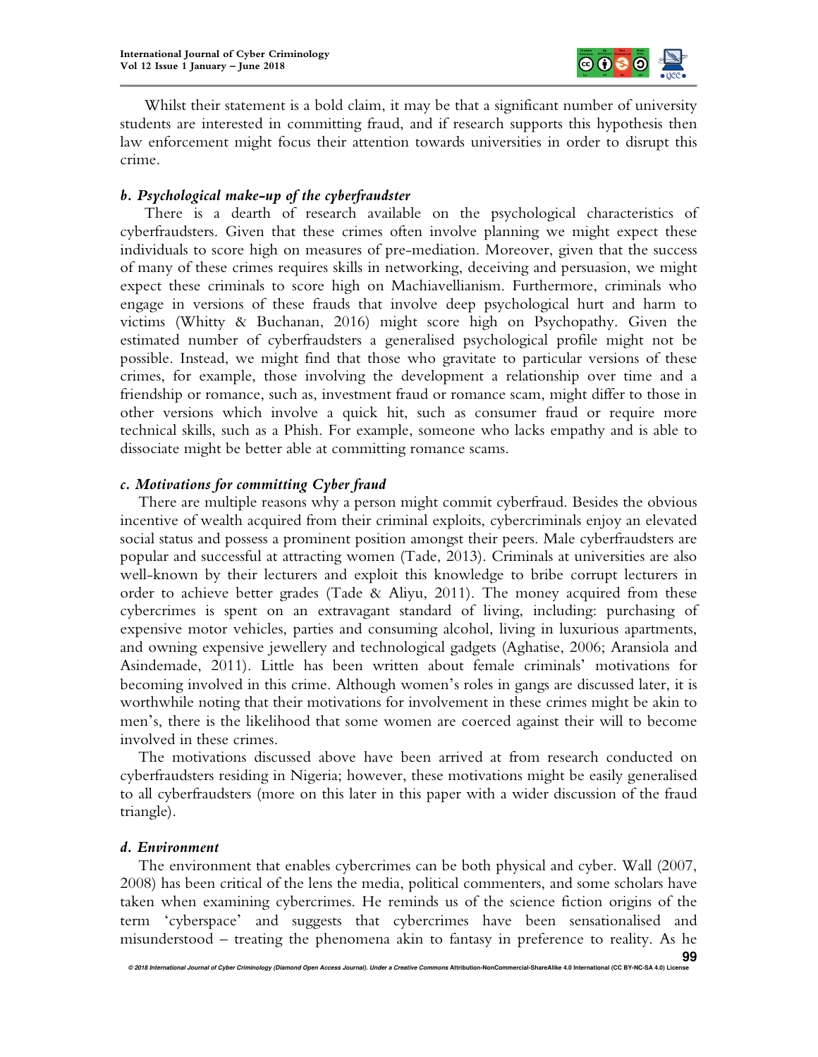Whilst their statement is a bold claim, it may be that a significant number of university students are interested in committing fraud, and if research supports this hypothesis then law enforcement might focus their attention towards universities in order to disrupt this crime.

### *b. Psychological make-up of the cyberfraudster*

There is a dearth of research available on the psychological characteristics of cyberfraudsters. Given that these crimes often involve planning we might expect these individuals to score high on measures of pre-mediation. Moreover, given that the success of many of these crimes requires skills in networking, deceiving and persuasion, we might expect these criminals to score high on Machiavellianism. Furthermore, criminals who engage in versions of these frauds that involve deep psychological hurt and harm to victims (Whitty & Buchanan, 2016) might score high on Psychopathy. Given the estimated number of cyberfraudsters a generalised psychological profile might not be possible. Instead, we might find that those who gravitate to particular versions of these crimes, for example, those involving the development a relationship over time and a friendship or romance, such as, investment fraud or romance scam, might differ to those in other versions which involve a quick hit, such as consumer fraud or require more technical skills, such as a Phish. For example, someone who lacks empathy and is able to dissociate might be better able at committing romance scams.

### *c. Motivations for committing Cyber fraud*

There are multiple reasons why a person might commit cyberfraud. Besides the obvious incentive of wealth acquired from their criminal exploits, cybercriminals enjoy an elevated social status and possess a prominent position amongst their peers. Male cyberfraudsters are popular and successful at attracting women (Tade, 2013). Criminals at universities are also well-known by their lecturers and exploit this knowledge to bribe corrupt lecturers in order to achieve better grades (Tade & Aliyu, 2011). The money acquired from these cybercrimes is spent on an extravagant standard of living, including: purchasing of expensive motor vehicles, parties and consuming alcohol, living in luxurious apartments, and owning expensive jewellery and technological gadgets (Aghatise, 2006; Aransiola and Asindemade, 2011). Little has been written about female criminals' motivations for becoming involved in this crime. Although women's roles in gangs are discussed later, it is worthwhile noting that their motivations for involvement in these crimes might be akin to men's, there is the likelihood that some women are coerced against their will to become involved in these crimes.

The motivations discussed above have been arrived at from research conducted on cyberfraudsters residing in Nigeria; however, these motivations might be easily generalised to all cyberfraudsters (more on this later in this paper with a wider discussion of the fraud triangle).

### *d. Environment*

The environment that enables cybercrimes can be both physical and cyber. Wall (2007, 2008) has been critical of the lens the media, political commenters, and some scholars have taken when examining cybercrimes. He reminds us of the science fiction origins of the term 'cyberspace' and suggests that cybercrimes have been sensationalised and misunderstood – treating the phenomena akin to fantasy in preference to reality. As he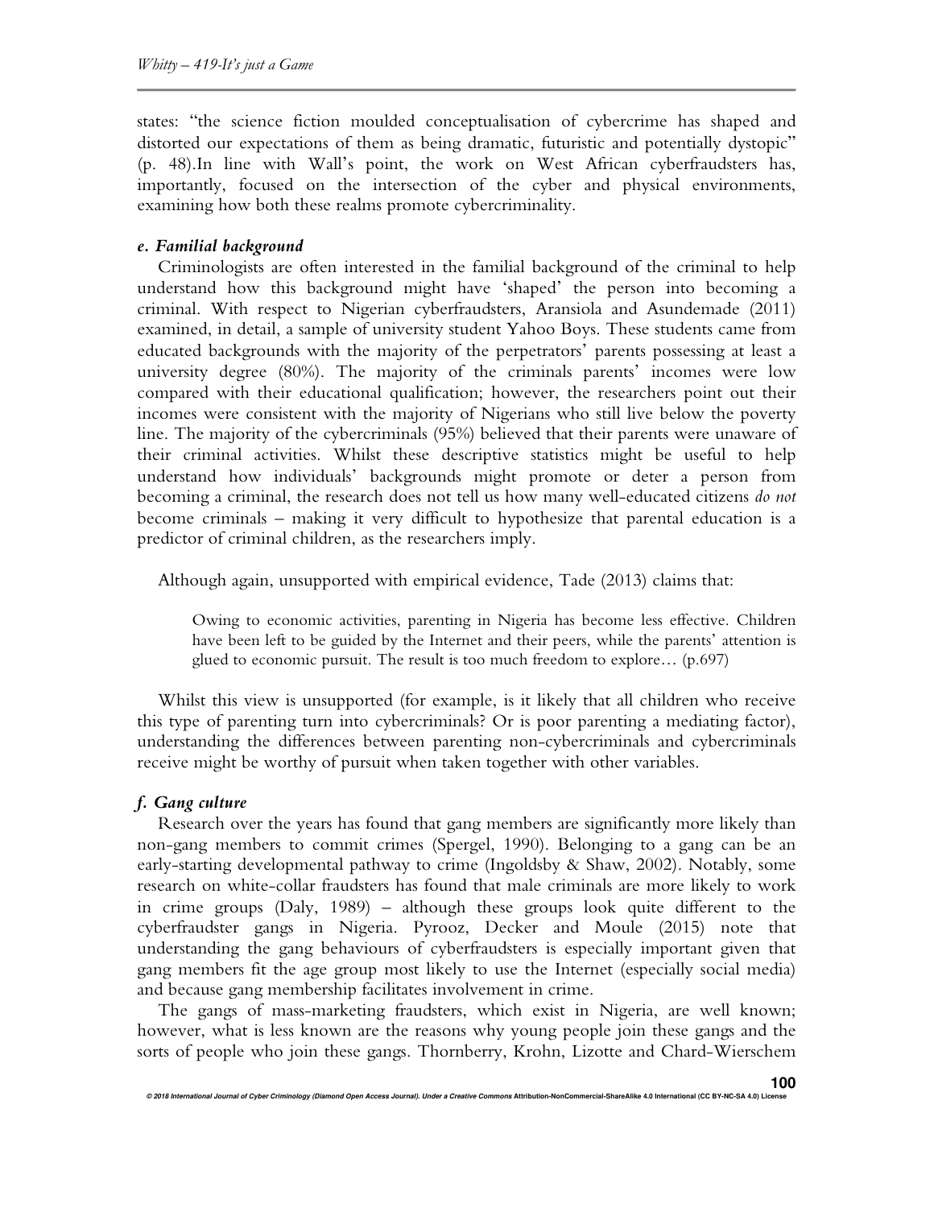states: "the science fiction moulded conceptualisation of cybercrime has shaped and distorted our expectations of them as being dramatic, futuristic and potentially dystopic" (p. 48).In line with Wall's point, the work on West African cyberfraudsters has, importantly, focused on the intersection of the cyber and physical environments, examining how both these realms promote cybercriminality.

#### *e. Familial background*

Criminologists are often interested in the familial background of the criminal to help understand how this background might have 'shaped' the person into becoming a criminal. With respect to Nigerian cyberfraudsters, Aransiola and Asundemade (2011) examined, in detail, a sample of university student Yahoo Boys. These students came from educated backgrounds with the majority of the perpetrators' parents possessing at least a university degree (80%). The majority of the criminals parents' incomes were low compared with their educational qualification; however, the researchers point out their incomes were consistent with the majority of Nigerians who still live below the poverty line. The majority of the cybercriminals (95%) believed that their parents were unaware of their criminal activities. Whilst these descriptive statistics might be useful to help understand how individuals' backgrounds might promote or deter a person from becoming a criminal, the research does not tell us how many well-educated citizens *do not* become criminals – making it very difficult to hypothesize that parental education is a predictor of criminal children, as the researchers imply.

Although again, unsupported with empirical evidence, Tade (2013) claims that:

> Owing to economic activities, parenting in Nigeria has become less effective. Children have been left to be guided by the Internet and their peers, while the parents' attention is glued to economic pursuit. The result is too much freedom to explore… (p.697)

Whilst this view is unsupported (for example, is it likely that all children who receive this type of parenting turn into cybercriminals? Or is poor parenting a mediating factor), understanding the differences between parenting non-cybercriminals and cybercriminals receive might be worthy of pursuit when taken together with other variables.

#### *f. Gang culture*

Research over the years has found that gang members are significantly more likely than non-gang members to commit crimes (Spergel, 1990). Belonging to a gang can be an early-starting developmental pathway to crime (Ingoldsby & Shaw, 2002). Notably, some research on white-collar fraudsters has found that male criminals are more likely to work in crime groups (Daly, 1989) – although these groups look quite different to the cyberfraudster gangs in Nigeria. Pyrooz, Decker and Moule (2015) note that understanding the gang behaviours of cyberfraudsters is especially important given that gang members fit the age group most likely to use the Internet (especially social media) and because gang membership facilitates involvement in crime.

The gangs of mass-marketing fraudsters, which exist in Nigeria, are well known; however, what is less known are the reasons why young people join these gangs and the sorts of people who join these gangs. Thornberry, Krohn, Lizotte and Chard-Wierschem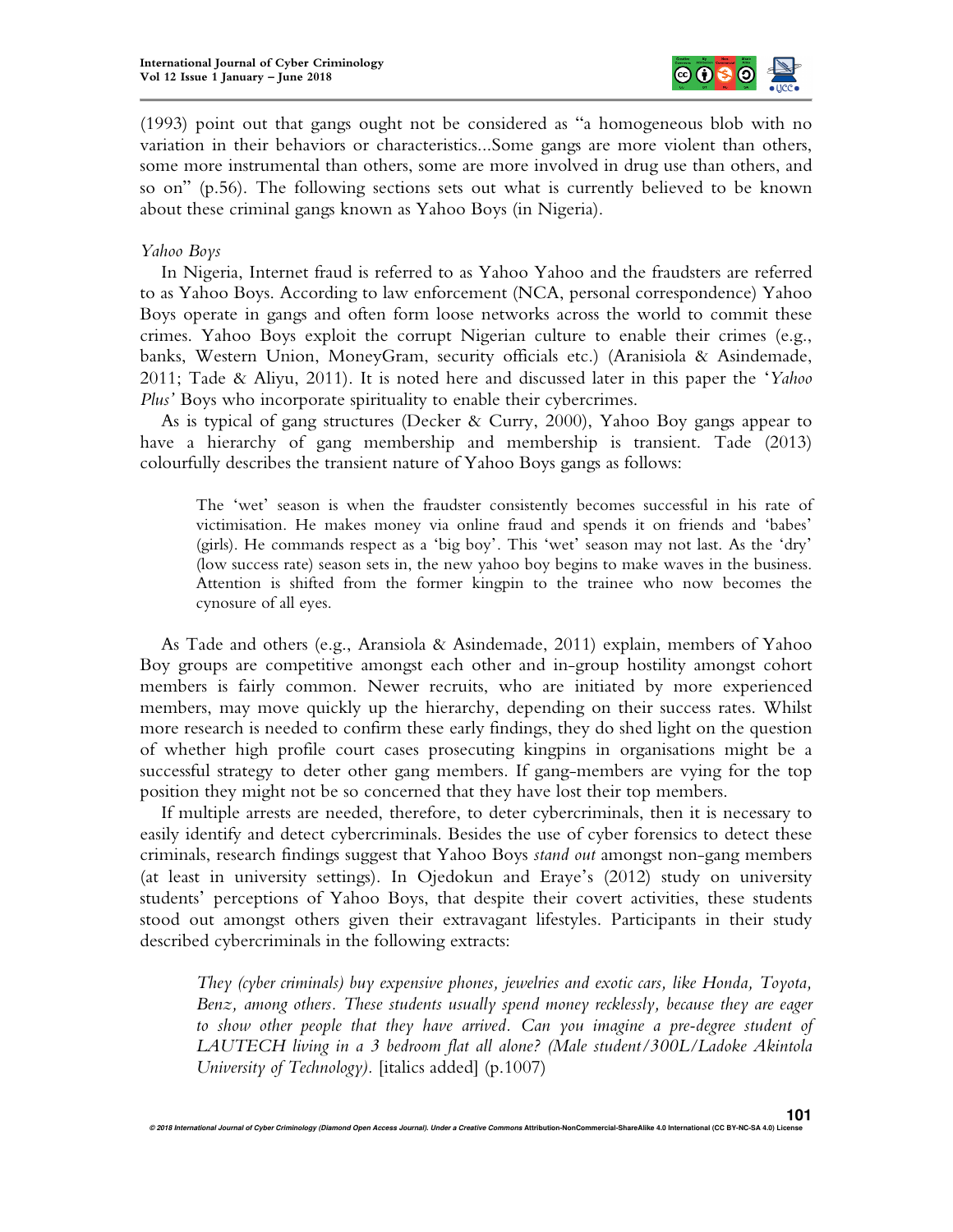(1993) point out that gangs ought not be considered as "a homogeneous blob with no variation in their behaviors or characteristics...Some gangs are more violent than others, some more instrumental than others, some are more involved in drug use than others, and so on" (p.56). The following sections sets out what is currently believed to be known about these criminal gangs known as Yahoo Boys (in Nigeria).

*Yahoo Boys*

In Nigeria, Internet fraud is referred to as Yahoo Yahoo and the fraudsters are referred to as Yahoo Boys. According to law enforcement (NCA, personal correspondence) Yahoo Boys operate in gangs and often form loose networks across the world to commit these crimes. Yahoo Boys exploit the corrupt Nigerian culture to enable their crimes (e.g., banks, Western Union, MoneyGram, security officials etc.) (Aranisiola & Asindemade, 2011; Tade & Aliyu, 2011). It is noted here and discussed later in this paper the '*Yahoo Plus'* Boys who incorporate spirituality to enable their cybercrimes.

As is typical of gang structures (Decker & Curry, 2000), Yahoo Boy gangs appear to have a hierarchy of gang membership and membership is transient. Tade (2013) colourfully describes the transient nature of Yahoo Boys gangs as follows:

> The 'wet' season is when the fraudster consistently becomes successful in his rate of victimisation. He makes money via online fraud and spends it on friends and 'babes' (girls). He commands respect as a 'big boy'. This 'wet' season may not last. As the 'dry' (low success rate) season sets in, the new yahoo boy begins to make waves in the business. Attention is shifted from the former kingpin to the trainee who now becomes the cynosure of all eyes.

As Tade and others (e.g., Aransiola & Asindemade, 2011) explain, members of Yahoo Boy groups are competitive amongst each other and in-group hostility amongst cohort members is fairly common. Newer recruits, who are initiated by more experienced members, may move quickly up the hierarchy, depending on their success rates. Whilst more research is needed to confirm these early findings, they do shed light on the question of whether high profile court cases prosecuting kingpins in organisations might be a successful strategy to deter other gang members. If gang-members are vying for the top position they might not be so concerned that they have lost their top members.

If multiple arrests are needed, therefore, to deter cybercriminals, then it is necessary to easily identify and detect cybercriminals. Besides the use of cyber forensics to detect these criminals, research findings suggest that Yahoo Boys *stand out* amongst non-gang members (at least in university settings). In Ojedokun and Eraye's (2012) study on university students' perceptions of Yahoo Boys, that despite their covert activities, these students stood out amongst others given their extravagant lifestyles. Participants in their study described cybercriminals in the following extracts:

> *They (cyber criminals) buy expensive phones, jewelries and exotic cars, like Honda, Toyota, Benz, among others. These students usually spend money recklessly, because they are eager to show other people that they have arrived. Can you imagine a pre-degree student of LAUTECH living in a 3 bedroom flat all alone? (Male student/300L/Ladoke Akintola University of Technology).* [italics added] (p.1007)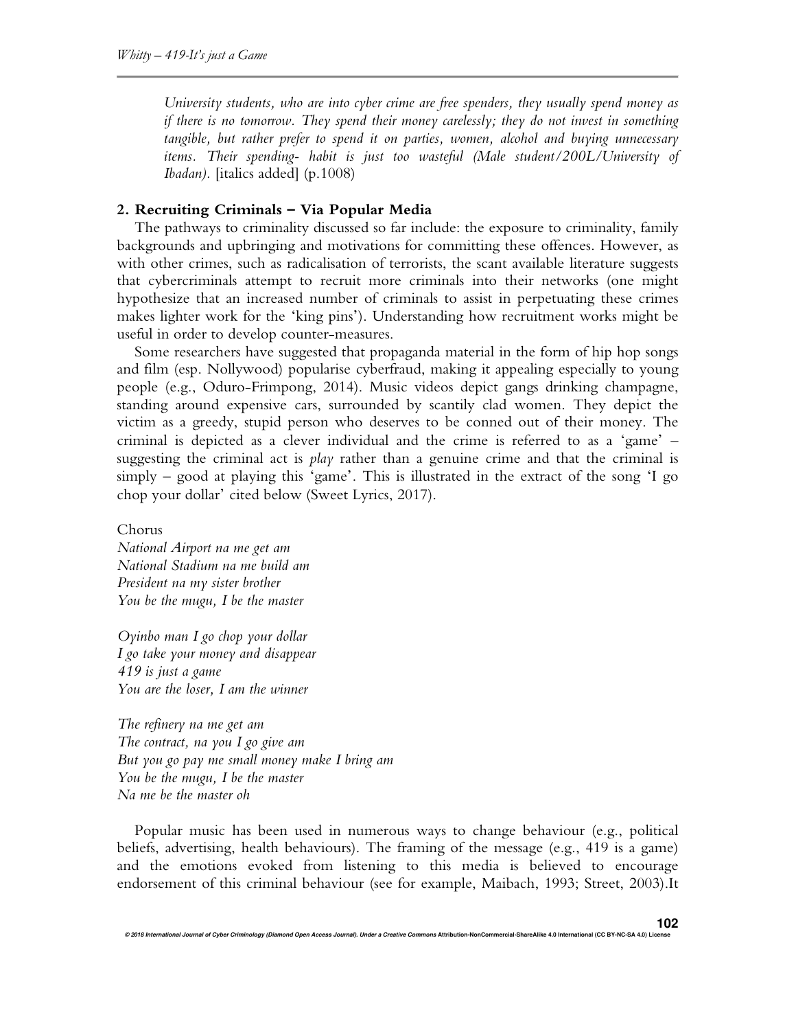> *University students, who are into cyber crime are free spenders, they usually spend money as if there is no tomorrow. They spend their money carelessly; they do not invest in something tangible, but rather prefer to spend it on parties, women, alcohol and buying unnecessary items. Their spending- habit is just too wasteful (Male student/200L/University of Ibadan).* [italics added] (p.1008)

## 2. Recruiting Criminals – Via Popular Media

The pathways to criminality discussed so far include: the exposure to criminality, family backgrounds and upbringing and motivations for committing these offences. However, as with other crimes, such as radicalisation of terrorists, the scant available literature suggests that cybercriminals attempt to recruit more criminals into their networks (one might hypothesize that an increased number of criminals to assist in perpetuating these crimes makes lighter work for the 'king pins'). Understanding how recruitment works might be useful in order to develop counter-measures.

Some researchers have suggested that propaganda material in the form of hip hop songs and film (esp. Nollywood) popularise cyberfraud, making it appealing especially to young people (e.g., Oduro-Frimpong, 2014). Music videos depict gangs drinking champagne, standing around expensive cars, surrounded by scantily clad women. They depict the victim as a greedy, stupid person who deserves to be conned out of their money. The criminal is depicted as a clever individual and the crime is referred to as a 'game' – suggesting the criminal act is *play* rather than a genuine crime and that the criminal is simply – good at playing this 'game'. This is illustrated in the extract of the song 'I go chop your dollar' cited below (Sweet Lyrics, 2017).

Chorus
*National Airport na me get am*
*National Stadium na me build am*
*President na my sister brother*
*You be the mugu, I be the master*

*Oyinbo man I go chop your dollar*
*I go take your money and disappear*
*419 is just a game*
*You are the loser, I am the winner*

*The refinery na me get am*
*The contract, na you I go give am*
*But you go pay me small money make I bring am*
*You be the mugu, I be the master*
*Na me be the master oh*

Popular music has been used in numerous ways to change behaviour (e.g., political beliefs, advertising, health behaviours). The framing of the message (e.g., 419 is a game) and the emotions evoked from listening to this media is believed to encourage endorsement of this criminal behaviour (see for example, Maibach, 1993; Street, 2003).It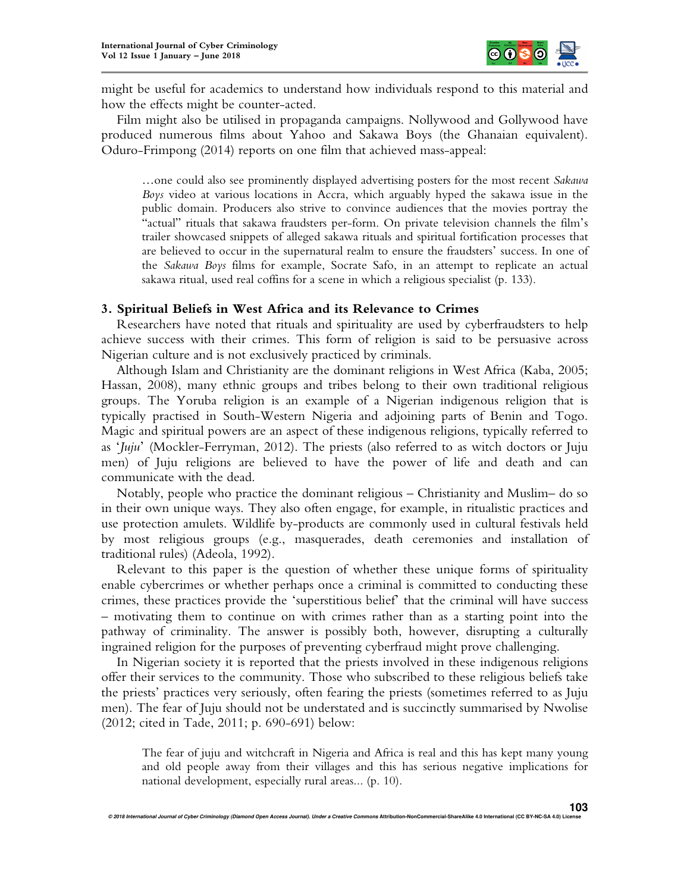might be useful for academics to understand how individuals respond to this material and how the effects might be counter-acted.

Film might also be utilised in propaganda campaigns. Nollywood and Gollywood have produced numerous films about Yahoo and Sakawa Boys (the Ghanaian equivalent). Oduro-Frimpong (2014) reports on one film that achieved mass-appeal:

> …one could also see prominently displayed advertising posters for the most recent *Sakawa Boys* video at various locations in Accra, which arguably hyped the sakawa issue in the public domain. Producers also strive to convince audiences that the movies portray the "actual" rituals that sakawa fraudsters per-form. On private television channels the film's trailer showcased snippets of alleged sakawa rituals and spiritual fortification processes that are believed to occur in the supernatural realm to ensure the fraudsters' success. In one of the *Sakawa Boys* films for example, Socrate Safo, in an attempt to replicate an actual sakawa ritual, used real coffins for a scene in which a religious specialist (p. 133).

## 3. Spiritual Beliefs in West Africa and its Relevance to Crimes

Researchers have noted that rituals and spirituality are used by cyberfraudsters to help achieve success with their crimes. This form of religion is said to be persuasive across Nigerian culture and is not exclusively practiced by criminals.

Although Islam and Christianity are the dominant religions in West Africa (Kaba, 2005; Hassan, 2008), many ethnic groups and tribes belong to their own traditional religious groups. The Yoruba religion is an example of a Nigerian indigenous religion that is typically practised in South-Western Nigeria and adjoining parts of Benin and Togo. Magic and spiritual powers are an aspect of these indigenous religions, typically referred to as '*Juju*' (Mockler-Ferryman, 2012). The priests (also referred to as witch doctors or Juju men) of Juju religions are believed to have the power of life and death and can communicate with the dead.

Notably, people who practice the dominant religious – Christianity and Muslim– do so in their own unique ways. They also often engage, for example, in ritualistic practices and use protection amulets. Wildlife by-products are commonly used in cultural festivals held by most religious groups (e.g., masquerades, death ceremonies and installation of traditional rules) (Adeola, 1992).

Relevant to this paper is the question of whether these unique forms of spirituality enable cybercrimes or whether perhaps once a criminal is committed to conducting these crimes, these practices provide the 'superstitious belief' that the criminal will have success – motivating them to continue on with crimes rather than as a starting point into the pathway of criminality. The answer is possibly both, however, disrupting a culturally ingrained religion for the purposes of preventing cyberfraud might prove challenging.

In Nigerian society it is reported that the priests involved in these indigenous religions offer their services to the community. Those who subscribed to these religious beliefs take the priests' practices very seriously, often fearing the priests (sometimes referred to as Juju men). The fear of Juju should not be understated and is succinctly summarised by Nwolise (2012; cited in Tade, 2011; p. 690-691) below:

> The fear of juju and witchcraft in Nigeria and Africa is real and this has kept many young and old people away from their villages and this has serious negative implications for national development, especially rural areas... (p. 10).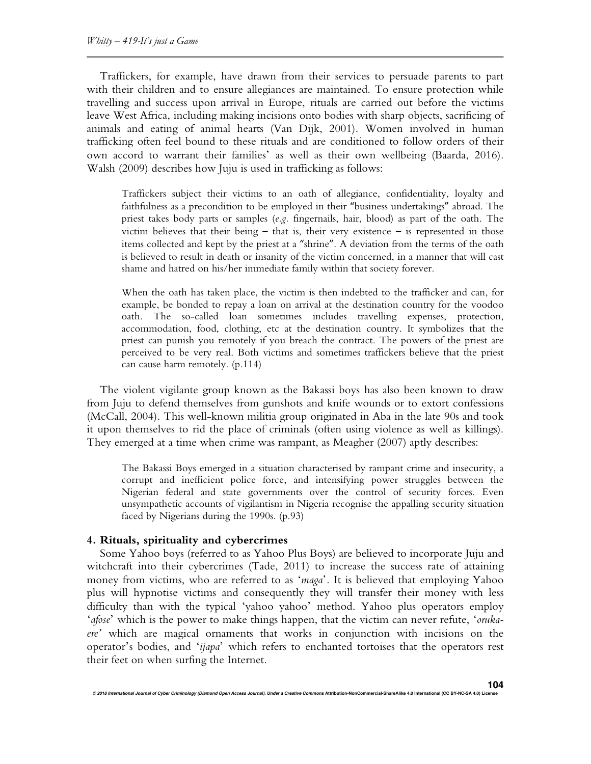Traffickers, for example, have drawn from their services to persuade parents to part with their children and to ensure allegiances are maintained. To ensure protection while travelling and success upon arrival in Europe, rituals are carried out before the victims leave West Africa, including making incisions onto bodies with sharp objects, sacrificing of animals and eating of animal hearts (Van Dijk, 2001). Women involved in human trafficking often feel bound to these rituals and are conditioned to follow orders of their own accord to warrant their families' as well as their own wellbeing (Baarda, 2016). Walsh (2009) describes how Juju is used in trafficking as follows:

> Traffickers subject their victims to an oath of allegiance, confidentiality, loyalty and faithfulness as a precondition to be employed in their "business undertakings" abroad. The priest takes body parts or samples (*e.g.* fingernails, hair, blood) as part of the oath. The victim believes that their being – that is, their very existence – is represented in those items collected and kept by the priest at a "shrine". A deviation from the terms of the oath is believed to result in death or insanity of the victim concerned, in a manner that will cast shame and hatred on his/her immediate family within that society forever.
>
> When the oath has taken place, the victim is then indebted to the trafficker and can, for example, be bonded to repay a loan on arrival at the destination country for the voodoo oath. The so-called loan sometimes includes travelling expenses, protection, accommodation, food, clothing, etc at the destination country. It symbolizes that the priest can punish you remotely if you breach the contract. The powers of the priest are perceived to be very real. Both victims and sometimes traffickers believe that the priest can cause harm remotely. (p.114)

The violent vigilante group known as the Bakassi boys has also been known to draw from Juju to defend themselves from gunshots and knife wounds or to extort confessions (McCall, 2004). This well-known militia group originated in Aba in the late 90s and took it upon themselves to rid the place of criminals (often using violence as well as killings). They emerged at a time when crime was rampant, as Meagher (2007) aptly describes:

> The Bakassi Boys emerged in a situation characterised by rampant crime and insecurity, a corrupt and inefficient police force, and intensifying power struggles between the Nigerian federal and state governments over the control of security forces. Even unsympathetic accounts of vigilantism in Nigeria recognise the appalling security situation faced by Nigerians during the 1990s. (p.93)

## 4. Rituals, spirituality and cybercrimes

Some Yahoo boys (referred to as Yahoo Plus Boys) are believed to incorporate Juju and witchcraft into their cybercrimes (Tade, 2011) to increase the success rate of attaining money from victims, who are referred to as '*maga*'. It is believed that employing Yahoo plus will hypnotise victims and consequently they will transfer their money with less difficulty than with the typical 'yahoo yahoo' method. Yahoo plus operators employ '*afose*' which is the power to make things happen, that the victim can never refute, '*oruka-ere'* which are magical ornaments that works in conjunction with incisions on the operator's bodies, and '*ijapa*' which refers to enchanted tortoises that the operators rest their feet on when surfing the Internet.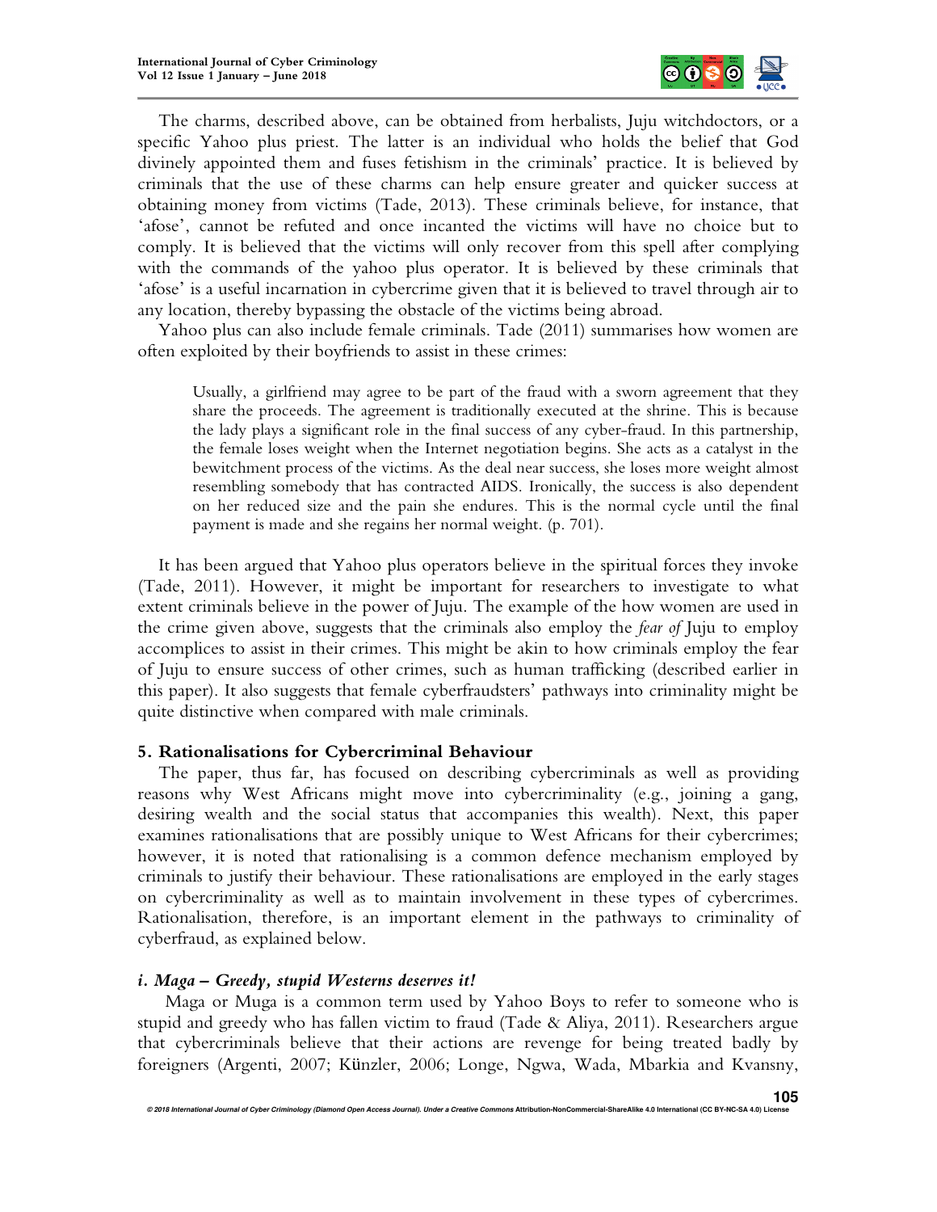The charms, described above, can be obtained from herbalists, Juju witchdoctors, or a specific Yahoo plus priest. The latter is an individual who holds the belief that God divinely appointed them and fuses fetishism in the criminals' practice. It is believed by criminals that the use of these charms can help ensure greater and quicker success at obtaining money from victims (Tade, 2013). These criminals believe, for instance, that 'afose', cannot be refuted and once incanted the victims will have no choice but to comply. It is believed that the victims will only recover from this spell after complying with the commands of the yahoo plus operator. It is believed by these criminals that 'afose' is a useful incarnation in cybercrime given that it is believed to travel through air to any location, thereby bypassing the obstacle of the victims being abroad.

Yahoo plus can also include female criminals. Tade (2011) summarises how women are often exploited by their boyfriends to assist in these crimes:

> Usually, a girlfriend may agree to be part of the fraud with a sworn agreement that they share the proceeds. The agreement is traditionally executed at the shrine. This is because the lady plays a significant role in the final success of any cyber-fraud. In this partnership, the female loses weight when the Internet negotiation begins. She acts as a catalyst in the bewitchment process of the victims. As the deal near success, she loses more weight almost resembling somebody that has contracted AIDS. Ironically, the success is also dependent on her reduced size and the pain she endures. This is the normal cycle until the final payment is made and she regains her normal weight. (p. 701).

It has been argued that Yahoo plus operators believe in the spiritual forces they invoke (Tade, 2011). However, it might be important for researchers to investigate to what extent criminals believe in the power of Juju. The example of the how women are used in the crime given above, suggests that the criminals also employ the *fear of* Juju to employ accomplices to assist in their crimes. This might be akin to how criminals employ the fear of Juju to ensure success of other crimes, such as human trafficking (described earlier in this paper). It also suggests that female cyberfraudsters' pathways into criminality might be quite distinctive when compared with male criminals.

## 5. Rationalisations for Cybercriminal Behaviour

The paper, thus far, has focused on describing cybercriminals as well as providing reasons why West Africans might move into cybercriminality (e.g., joining a gang, desiring wealth and the social status that accompanies this wealth). Next, this paper examines rationalisations that are possibly unique to West Africans for their cybercrimes; however, it is noted that rationalising is a common defence mechanism employed by criminals to justify their behaviour. These rationalisations are employed in the early stages on cybercriminality as well as to maintain involvement in these types of cybercrimes. Rationalisation, therefore, is an important element in the pathways to criminality of cyberfraud, as explained below.

### *i. Maga – Greedy, stupid Westerns deserves it!*

Maga or Muga is a common term used by Yahoo Boys to refer to someone who is stupid and greedy who has fallen victim to fraud (Tade & Aliya, 2011). Researchers argue that cybercriminals believe that their actions are revenge for being treated badly by foreigners (Argenti, 2007; Künzler, 2006; Longe, Ngwa, Wada, Mbarkia and Kvansny,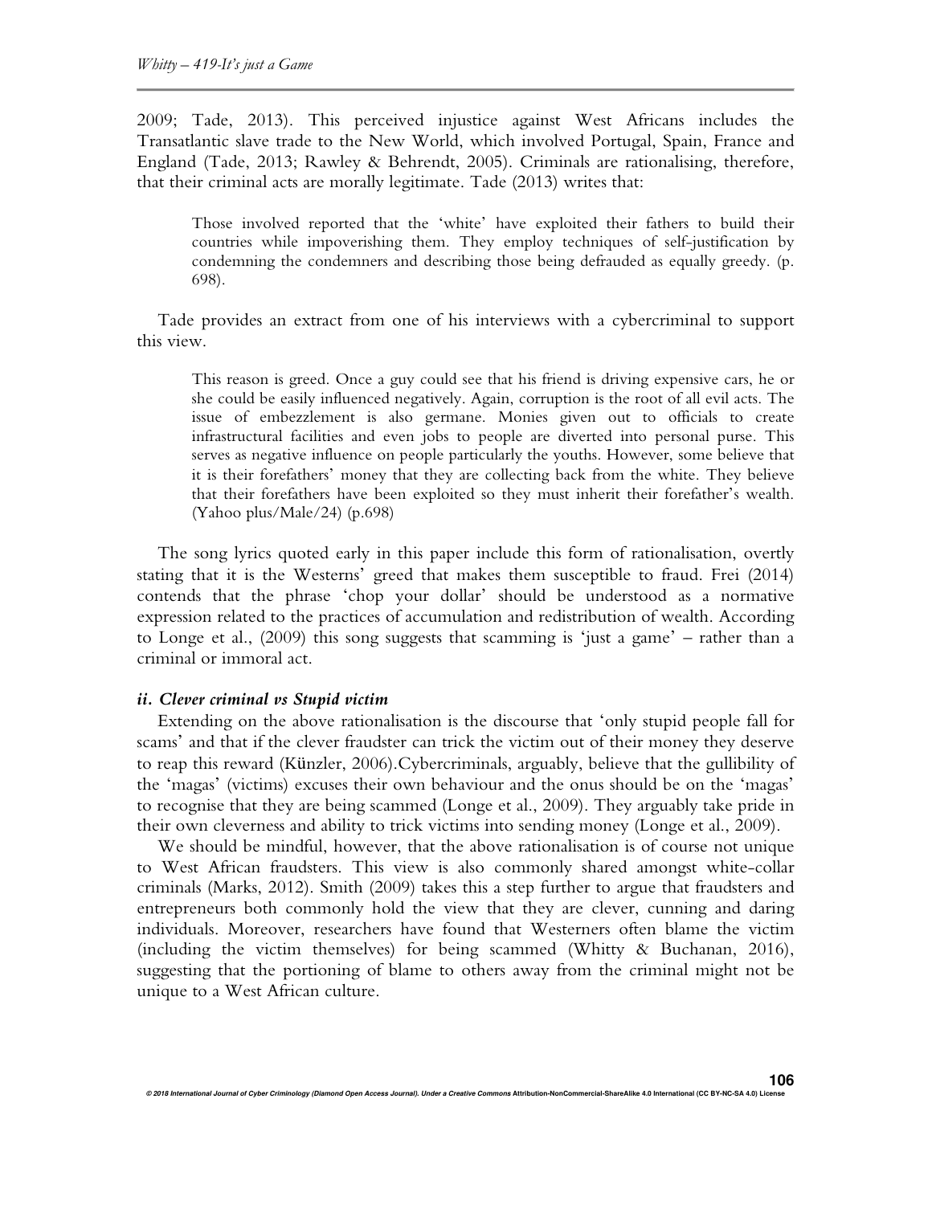2009; Tade, 2013). This perceived injustice against West Africans includes the Transatlantic slave trade to the New World, which involved Portugal, Spain, France and England (Tade, 2013; Rawley & Behrendt, 2005). Criminals are rationalising, therefore, that their criminal acts are morally legitimate. Tade (2013) writes that:

> Those involved reported that the 'white' have exploited their fathers to build their countries while impoverishing them. They employ techniques of self-justification by condemning the condemners and describing those being defrauded as equally greedy. (p. 698).

Tade provides an extract from one of his interviews with a cybercriminal to support this view.

> This reason is greed. Once a guy could see that his friend is driving expensive cars, he or she could be easily influenced negatively. Again, corruption is the root of all evil acts. The issue of embezzlement is also germane. Monies given out to officials to create infrastructural facilities and even jobs to people are diverted into personal purse. This serves as negative influence on people particularly the youths. However, some believe that it is their forefathers' money that they are collecting back from the white. They believe that their forefathers have been exploited so they must inherit their forefather's wealth. (Yahoo plus/Male/24) (p.698)

The song lyrics quoted early in this paper include this form of rationalisation, overtly stating that it is the Westerns' greed that makes them susceptible to fraud. Frei (2014) contends that the phrase 'chop your dollar' should be understood as a normative expression related to the practices of accumulation and redistribution of wealth. According to Longe et al., (2009) this song suggests that scamming is 'just a game' – rather than a criminal or immoral act.

### *ii. Clever criminal vs Stupid victim*

Extending on the above rationalisation is the discourse that 'only stupid people fall for scams' and that if the clever fraudster can trick the victim out of their money they deserve to reap this reward (Künzler, 2006).Cybercriminals, arguably, believe that the gullibility of the 'magas' (victims) excuses their own behaviour and the onus should be on the 'magas' to recognise that they are being scammed (Longe et al., 2009). They arguably take pride in their own cleverness and ability to trick victims into sending money (Longe et al., 2009).

We should be mindful, however, that the above rationalisation is of course not unique to West African fraudsters. This view is also commonly shared amongst white-collar criminals (Marks, 2012). Smith (2009) takes this a step further to argue that fraudsters and entrepreneurs both commonly hold the view that they are clever, cunning and daring individuals. Moreover, researchers have found that Westerners often blame the victim (including the victim themselves) for being scammed (Whitty & Buchanan, 2016), suggesting that the portioning of blame to others away from the criminal might not be unique to a West African culture.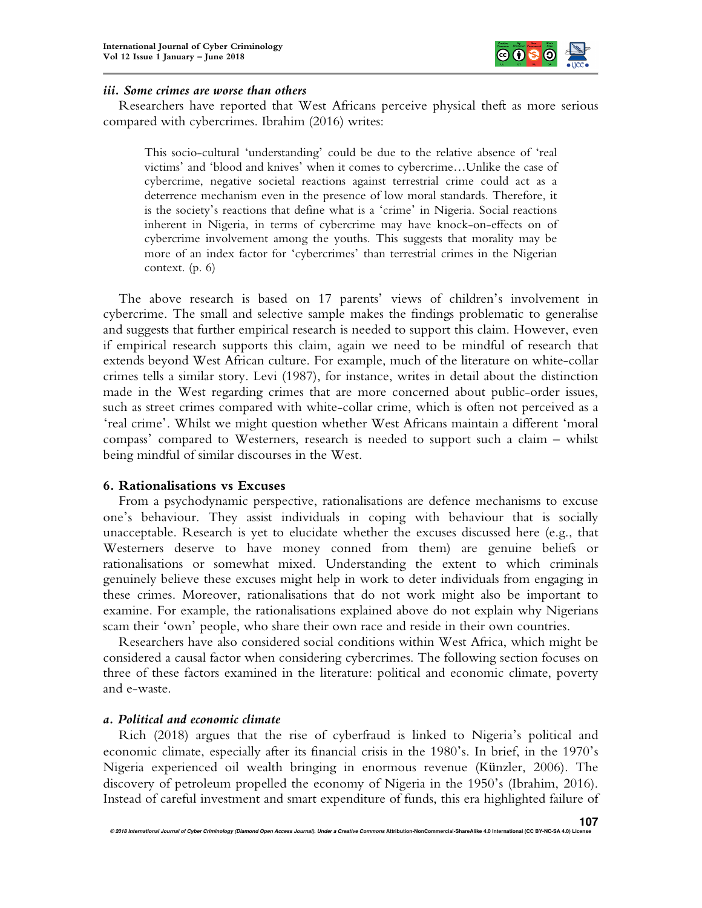### *iii. Some crimes are worse than others*

Researchers have reported that West Africans perceive physical theft as more serious compared with cybercrimes. Ibrahim (2016) writes:

> This socio-cultural 'understanding' could be due to the relative absence of 'real victims' and 'blood and knives' when it comes to cybercrime…Unlike the case of cybercrime, negative societal reactions against terrestrial crime could act as a deterrence mechanism even in the presence of low moral standards. Therefore, it is the society's reactions that define what is a 'crime' in Nigeria. Social reactions inherent in Nigeria, in terms of cybercrime may have knock-on-effects on of cybercrime involvement among the youths. This suggests that morality may be more of an index factor for 'cybercrimes' than terrestrial crimes in the Nigerian context. (p. 6)

The above research is based on 17 parents' views of children's involvement in cybercrime. The small and selective sample makes the findings problematic to generalise and suggests that further empirical research is needed to support this claim. However, even if empirical research supports this claim, again we need to be mindful of research that extends beyond West African culture. For example, much of the literature on white-collar crimes tells a similar story. Levi (1987), for instance, writes in detail about the distinction made in the West regarding crimes that are more concerned about public-order issues, such as street crimes compared with white-collar crime, which is often not perceived as a 'real crime'. Whilst we might question whether West Africans maintain a different 'moral compass' compared to Westerners, research is needed to support such a claim – whilst being mindful of similar discourses in the West.

## 6. Rationalisations vs Excuses

From a psychodynamic perspective, rationalisations are defence mechanisms to excuse one's behaviour. They assist individuals in coping with behaviour that is socially unacceptable. Research is yet to elucidate whether the excuses discussed here (e.g., that Westerners deserve to have money conned from them) are genuine beliefs or rationalisations or somewhat mixed. Understanding the extent to which criminals genuinely believe these excuses might help in work to deter individuals from engaging in these crimes. Moreover, rationalisations that do not work might also be important to examine. For example, the rationalisations explained above do not explain why Nigerians scam their 'own' people, who share their own race and reside in their own countries.

Researchers have also considered social conditions within West Africa, which might be considered a causal factor when considering cybercrimes. The following section focuses on three of these factors examined in the literature: political and economic climate, poverty and e-waste.

### *a. Political and economic climate*

Rich (2018) argues that the rise of cyberfraud is linked to Nigeria's political and economic climate, especially after its financial crisis in the 1980's. In brief, in the 1970's Nigeria experienced oil wealth bringing in enormous revenue (Künzler, 2006). The discovery of petroleum propelled the economy of Nigeria in the 1950's (Ibrahim, 2016). Instead of careful investment and smart expenditure of funds, this era highlighted failure of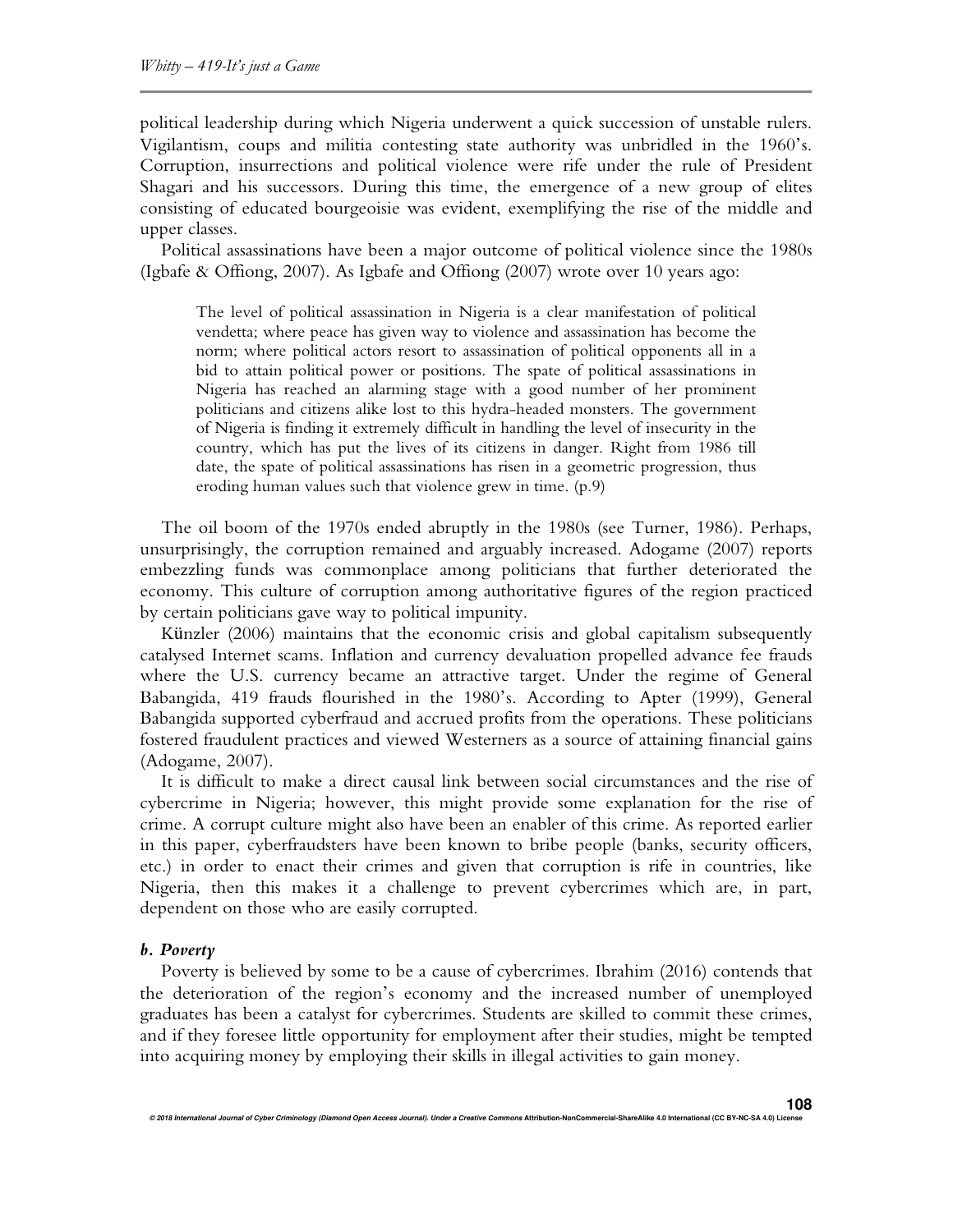political leadership during which Nigeria underwent a quick succession of unstable rulers. Vigilantism, coups and militia contesting state authority was unbridled in the 1960's. Corruption, insurrections and political violence were rife under the rule of President Shagari and his successors. During this time, the emergence of a new group of elites consisting of educated bourgeoisie was evident, exemplifying the rise of the middle and upper classes.

Political assassinations have been a major outcome of political violence since the 1980s (Igbafe & Offiong, 2007). As Igbafe and Offiong (2007) wrote over 10 years ago:

> The level of political assassination in Nigeria is a clear manifestation of political vendetta; where peace has given way to violence and assassination has become the norm; where political actors resort to assassination of political opponents all in a bid to attain political power or positions. The spate of political assassinations in Nigeria has reached an alarming stage with a good number of her prominent politicians and citizens alike lost to this hydra-headed monsters. The government of Nigeria is finding it extremely difficult in handling the level of insecurity in the country, which has put the lives of its citizens in danger. Right from 1986 till date, the spate of political assassinations has risen in a geometric progression, thus eroding human values such that violence grew in time. (p.9)

The oil boom of the 1970s ended abruptly in the 1980s (see Turner, 1986). Perhaps, unsurprisingly, the corruption remained and arguably increased. Adogame (2007) reports embezzling funds was commonplace among politicians that further deteriorated the economy. This culture of corruption among authoritative figures of the region practiced by certain politicians gave way to political impunity.

Künzler (2006) maintains that the economic crisis and global capitalism subsequently catalysed Internet scams. Inflation and currency devaluation propelled advance fee frauds where the U.S. currency became an attractive target. Under the regime of General Babangida, 419 frauds flourished in the 1980's. According to Apter (1999), General Babangida supported cyberfraud and accrued profits from the operations. These politicians fostered fraudulent practices and viewed Westerners as a source of attaining financial gains (Adogame, 2007).

It is difficult to make a direct causal link between social circumstances and the rise of cybercrime in Nigeria; however, this might provide some explanation for the rise of crime. A corrupt culture might also have been an enabler of this crime. As reported earlier in this paper, cyberfraudsters have been known to bribe people (banks, security officers, etc.) in order to enact their crimes and given that corruption is rife in countries, like Nigeria, then this makes it a challenge to prevent cybercrimes which are, in part, dependent on those who are easily corrupted.

### *b. Poverty*

Poverty is believed by some to be a cause of cybercrimes. Ibrahim (2016) contends that the deterioration of the region's economy and the increased number of unemployed graduates has been a catalyst for cybercrimes. Students are skilled to commit these crimes, and if they foresee little opportunity for employment after their studies, might be tempted into acquiring money by employing their skills in illegal activities to gain money.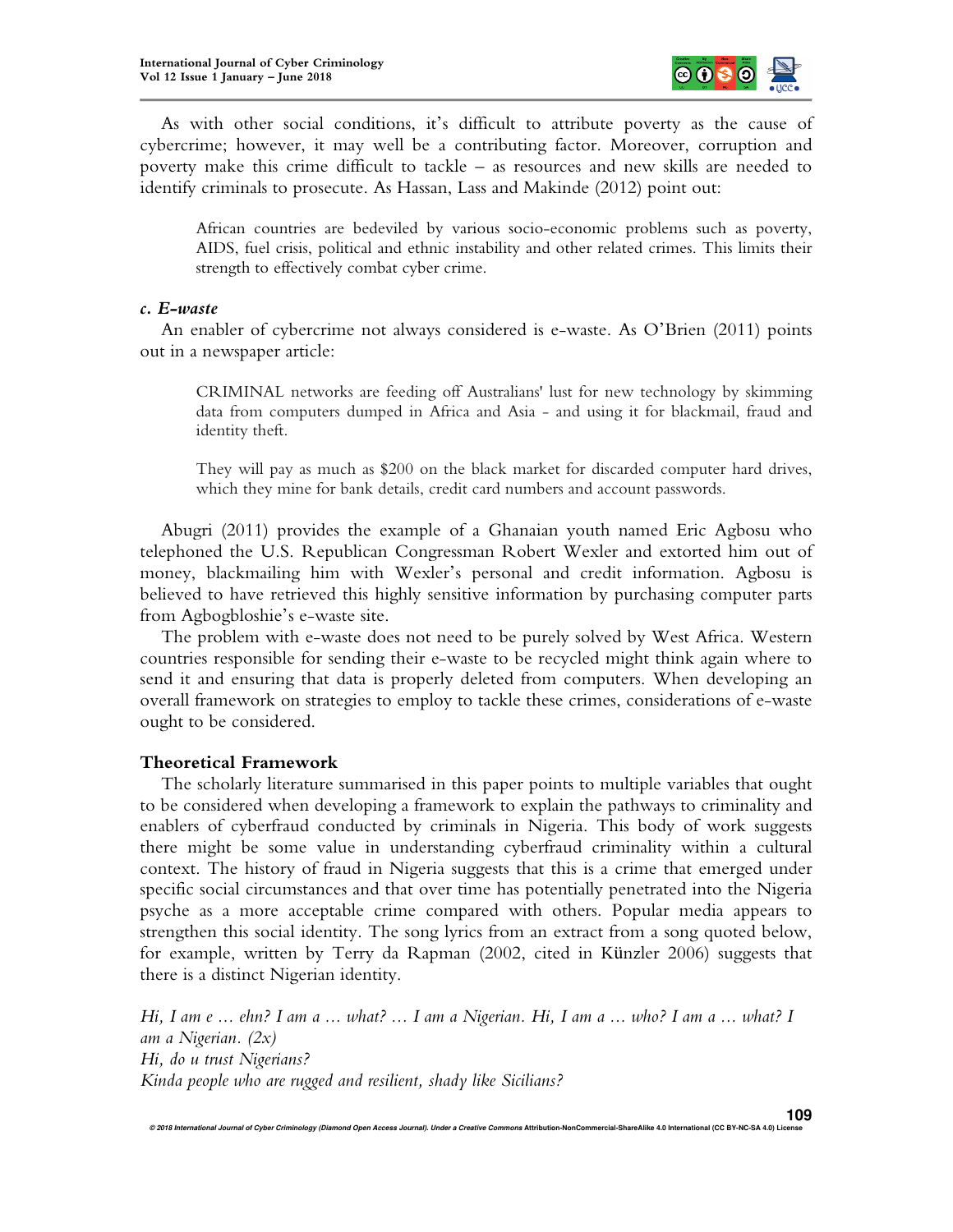As with other social conditions, it's difficult to attribute poverty as the cause of cybercrime; however, it may well be a contributing factor. Moreover, corruption and poverty make this crime difficult to tackle – as resources and new skills are needed to identify criminals to prosecute. As Hassan, Lass and Makinde (2012) point out:

> African countries are bedeviled by various socio-economic problems such as poverty, AIDS, fuel crisis, political and ethnic instability and other related crimes. This limits their strength to effectively combat cyber crime.

### *c. E-waste*

An enabler of cybercrime not always considered is e-waste. As O'Brien (2011) points out in a newspaper article:

> CRIMINAL networks are feeding off Australians' lust for new technology by skimming data from computers dumped in Africa and Asia - and using it for blackmail, fraud and identity theft.
>
> They will pay as much as $200 on the black market for discarded computer hard drives, which they mine for bank details, credit card numbers and account passwords.

Abugri (2011) provides the example of a Ghanaian youth named Eric Agbosu who telephoned the U.S. Republican Congressman Robert Wexler and extorted him out of money, blackmailing him with Wexler's personal and credit information. Agbosu is believed to have retrieved this highly sensitive information by purchasing computer parts from Agbogbloshie's e-waste site.

The problem with e-waste does not need to be purely solved by West Africa. Western countries responsible for sending their e-waste to be recycled might think again where to send it and ensuring that data is properly deleted from computers. When developing an overall framework on strategies to employ to tackle these crimes, considerations of e-waste ought to be considered.

## Theoretical Framework

The scholarly literature summarised in this paper points to multiple variables that ought to be considered when developing a framework to explain the pathways to criminality and enablers of cyberfraud conducted by criminals in Nigeria. This body of work suggests there might be some value in understanding cyberfraud criminality within a cultural context. The history of fraud in Nigeria suggests that this is a crime that emerged under specific social circumstances and that over time has potentially penetrated into the Nigeria psyche as a more acceptable crime compared with others. Popular media appears to strengthen this social identity. The song lyrics from an extract from a song quoted below, for example, written by Terry da Rapman (2002, cited in Künzler 2006) suggests that there is a distinct Nigerian identity.

*Hi, I am e … ehn? I am a … what? … I am a Nigerian. Hi, I am a … who? I am a … what? I am a Nigerian. (2x)*
*Hi, do u trust Nigerians?*
*Kinda people who are rugged and resilient, shady like Sicilians?*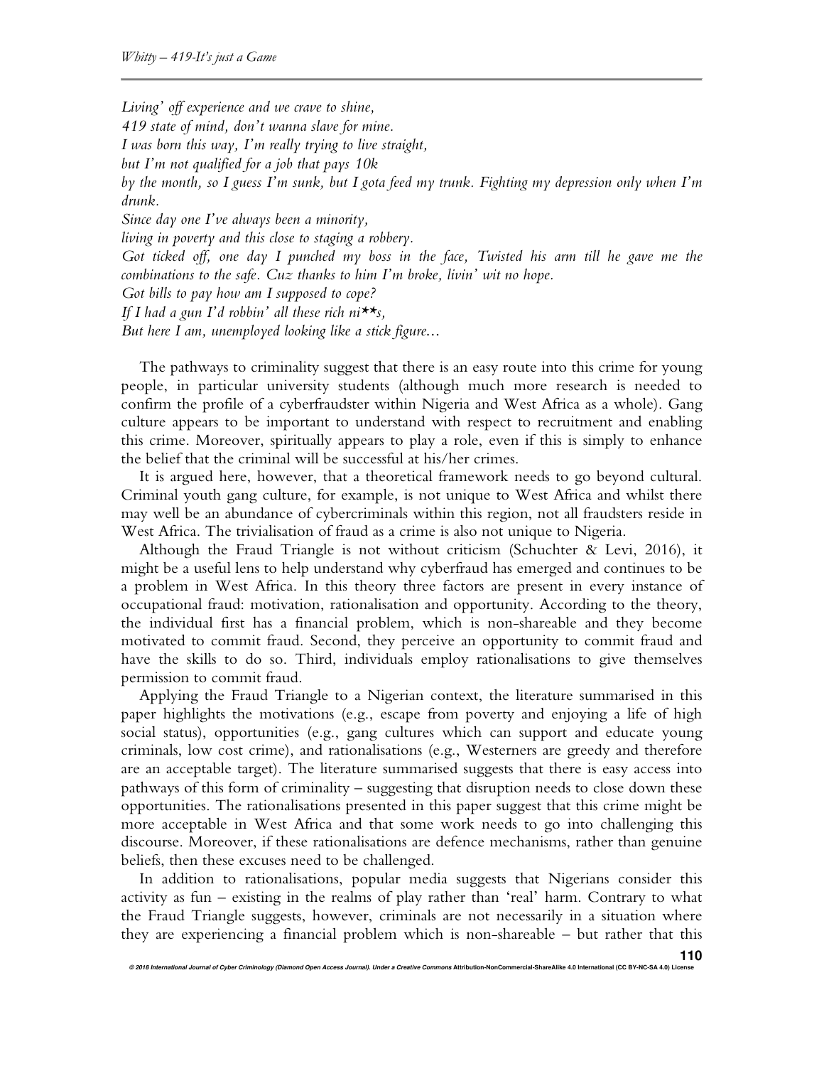*Living' off experience and we crave to shine,*
*419 state of mind, don't wanna slave for mine.*
*I was born this way, I'm really trying to live straight,*
*but I'm not qualified for a job that pays 10k*
*by the month, so I guess I'm sunk, but I gota feed my trunk. Fighting my depression only when I'm drunk.*
*Since day one I've always been a minority,*
*living in poverty and this close to staging a robbery.*
*Got ticked off, one day I punched my boss in the face, Twisted his arm till he gave me the combinations to the safe. Cuz thanks to him I'm broke, livin' wit no hope.*
*Got bills to pay how am I supposed to cope?*
*If I had a gun I'd robbin' all these rich ni**s,*
*But here I am, unemployed looking like a stick figure...*

The pathways to criminality suggest that there is an easy route into this crime for young people, in particular university students (although much more research is needed to confirm the profile of a cyberfraudster within Nigeria and West Africa as a whole). Gang culture appears to be important to understand with respect to recruitment and enabling this crime. Moreover, spiritually appears to play a role, even if this is simply to enhance the belief that the criminal will be successful at his/her crimes.

It is argued here, however, that a theoretical framework needs to go beyond cultural. Criminal youth gang culture, for example, is not unique to West Africa and whilst there may well be an abundance of cybercriminals within this region, not all fraudsters reside in West Africa. The trivialisation of fraud as a crime is also not unique to Nigeria.

Although the Fraud Triangle is not without criticism (Schuchter & Levi, 2016), it might be a useful lens to help understand why cyberfraud has emerged and continues to be a problem in West Africa. In this theory three factors are present in every instance of occupational fraud: motivation, rationalisation and opportunity. According to the theory, the individual first has a financial problem, which is non-shareable and they become motivated to commit fraud. Second, they perceive an opportunity to commit fraud and have the skills to do so. Third, individuals employ rationalisations to give themselves permission to commit fraud.

Applying the Fraud Triangle to a Nigerian context, the literature summarised in this paper highlights the motivations (e.g., escape from poverty and enjoying a life of high social status), opportunities (e.g., gang cultures which can support and educate young criminals, low cost crime), and rationalisations (e.g., Westerners are greedy and therefore are an acceptable target). The literature summarised suggests that there is easy access into pathways of this form of criminality – suggesting that disruption needs to close down these opportunities. The rationalisations presented in this paper suggest that this crime might be more acceptable in West Africa and that some work needs to go into challenging this discourse. Moreover, if these rationalisations are defence mechanisms, rather than genuine beliefs, then these excuses need to be challenged.

In addition to rationalisations, popular media suggests that Nigerians consider this activity as fun – existing in the realms of play rather than 'real' harm. Contrary to what the Fraud Triangle suggests, however, criminals are not necessarily in a situation where they are experiencing a financial problem which is non-shareable – but rather that this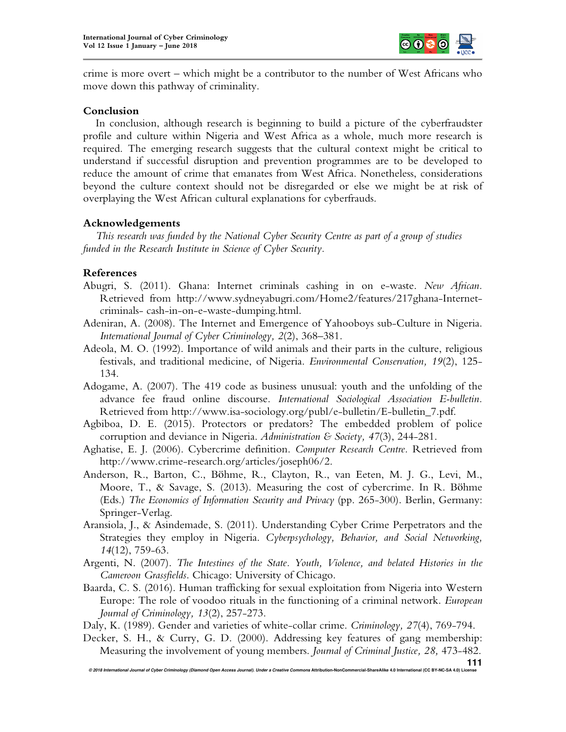crime is more overt – which might be a contributor to the number of West Africans who move down this pathway of criminality.

## Conclusion

In conclusion, although research is beginning to build a picture of the cyberfraudster profile and culture within Nigeria and West Africa as a whole, much more research is required. The emerging research suggests that the cultural context might be critical to understand if successful disruption and prevention programmes are to be developed to reduce the amount of crime that emanates from West Africa. Nonetheless, considerations beyond the culture context should not be disregarded or else we might be at risk of overplaying the West African cultural explanations for cyberfrauds.

## Acknowledgements

*This research was funded by the National Cyber Security Centre as part of a group of studies funded in the Research Institute in Science of Cyber Security.*

## References

Abugri, S. (2011). Ghana: Internet criminals cashing in on e-waste. *New African.* Retrieved from http://www.sydneyabugri.com/Home2/features/217ghana-Internet-criminals- cash-in-on-e-waste-dumping.html.

Adeniran, A. (2008). The Internet and Emergence of Yahooboys sub-Culture in Nigeria. *International Journal of Cyber Criminology, 2*(2), 368–381.

Adeola, M. O. (1992). Importance of wild animals and their parts in the culture, religious festivals, and traditional medicine, of Nigeria. *Environmental Conservation, 19*(2), 125-134.

Adogame, A. (2007). The 419 code as business unusual: youth and the unfolding of the advance fee fraud online discourse. *International Sociological Association E-bulletin.* Retrieved from http://www.isa-sociology.org/publ/e-bulletin/E-bulletin_7.pdf.

Agbiboa, D. E. (2015). Protectors or predators? The embedded problem of police corruption and deviance in Nigeria. *Administration & Society, 47*(3), 244-281.

Aghatise, E. J. (2006). Cybercrime definition. *Computer Research Centre.* Retrieved from http://www.crime-research.org/articles/joseph06/2.

Anderson, R., Barton, C., Böhme, R., Clayton, R., van Eeten, M. J. G., Levi, M., Moore, T., & Savage, S. (2013). Measuring the cost of cybercrime. In R. Böhme (Eds.) *The Economics of Information Security and Privacy* (pp. 265-300). Berlin, Germany: Springer-Verlag.

Aransiola, J., & Asindemade, S. (2011). Understanding Cyber Crime Perpetrators and the Strategies they employ in Nigeria. *Cyberpsychology, Behavior, and Social Networking, 14*(12), 759-63.

Argenti, N. (2007). *The Intestines of the State. Youth, Violence, and belated Histories in the Cameroon Grassfields.* Chicago: University of Chicago.

Baarda, C. S. (2016). Human trafficking for sexual exploitation from Nigeria into Western Europe: The role of voodoo rituals in the functioning of a criminal network. *European Journal of Criminology, 13*(2), 257-273.

Daly, K. (1989). Gender and varieties of white-collar crime. *Criminology, 27*(4), 769-794.

Decker, S. H., & Curry, G. D. (2000). Addressing key features of gang membership: Measuring the involvement of young members. *Journal of Criminal Justice, 28,* 473-482.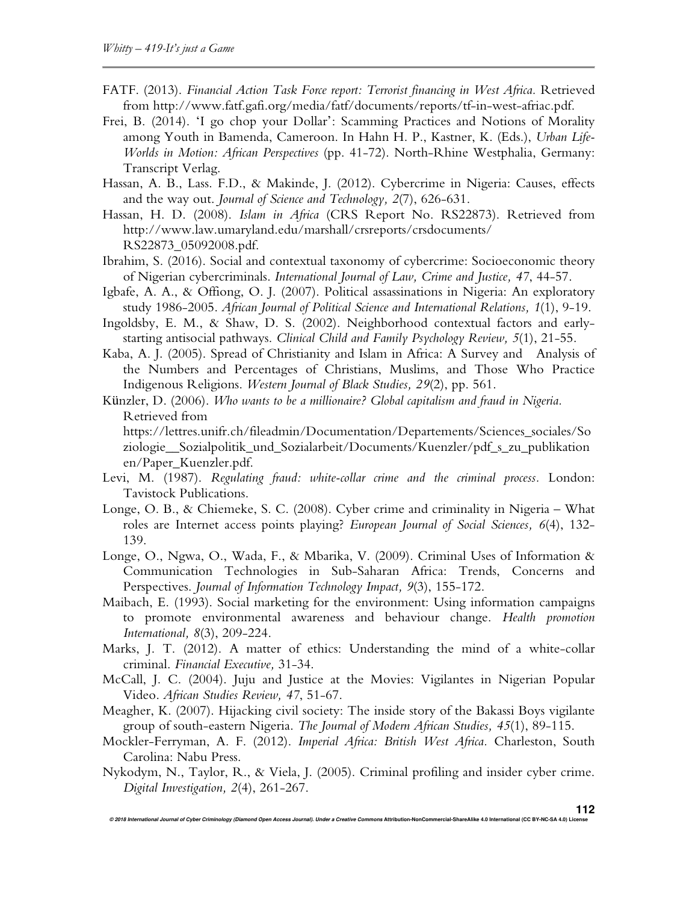FATF. (2013). *Financial Action Task Force report: Terrorist financing in West Africa.* Retrieved from http://www.fatf.gafi.org/media/fatf/documents/reports/tf-in-west-afriac.pdf.

Frei, B. (2014). 'I go chop your Dollar': Scamming Practices and Notions of Morality among Youth in Bamenda, Cameroon. In Hahn H. P., Kastner, K. (Eds.), *Urban Life-Worlds in Motion: African Perspectives* (pp. 41-72). North-Rhine Westphalia, Germany: Transcript Verlag.

Hassan, A. B., Lass. F.D., & Makinde, J. (2012). Cybercrime in Nigeria: Causes, effects and the way out. *Journal of Science and Technology, 2*(7), 626-631.

Hassan, H. D. (2008). *Islam in Africa* (CRS Report No. RS22873). Retrieved from http://www.law.umaryland.edu/marshall/crsreports/crsdocuments/RS22873_05092008.pdf.

Ibrahim, S. (2016). Social and contextual taxonomy of cybercrime: Socioeconomic theory of Nigerian cybercriminals. *International Journal of Law, Crime and Justice, 47*, 44-57.

Igbafe, A. A., & Offiong, O. J. (2007). Political assassinations in Nigeria: An exploratory study 1986-2005. *African Journal of Political Science and International Relations, 1*(1), 9-19.

Ingoldsby, E. M., & Shaw, D. S. (2002). Neighborhood contextual factors and early-starting antisocial pathways. *Clinical Child and Family Psychology Review, 5*(1), 21-55.

Kaba, A. J. (2005). Spread of Christianity and Islam in Africa: A Survey and Analysis of the Numbers and Percentages of Christians, Muslims, and Those Who Practice Indigenous Religions. *Western Journal of Black Studies, 29*(2), pp. 561.

Künzler, D. (2006). *Who wants to be a millionaire? Global capitalism and fraud in Nigeria.* Retrieved from https://lettres.unifr.ch/fileadmin/Documentation/Departements/Sciences_sociales/Soziologie__Sozialpolitik_und_Sozialarbeit/Documents/Kuenzler/pdf_s_zu_publikationen/Paper_Kuenzler.pdf.

Levi, M. (1987). *Regulating fraud: white-collar crime and the criminal process.* London: Tavistock Publications.

Longe, O. B., & Chiemeke, S. C. (2008). Cyber crime and criminality in Nigeria – What roles are Internet access points playing? *European Journal of Social Sciences, 6*(4), 132-139.

Longe, O., Ngwa, O., Wada, F., & Mbarika, V. (2009). Criminal Uses of Information & Communication Technologies in Sub-Saharan Africa: Trends, Concerns and Perspectives. *Journal of Information Technology Impact, 9*(3), 155-172.

Maibach, E. (1993). Social marketing for the environment: Using information campaigns to promote environmental awareness and behaviour change. *Health promotion International, 8*(3), 209-224.

Marks, J. T. (2012). A matter of ethics: Understanding the mind of a white-collar criminal. *Financial Executive,* 31-34.

McCall, J. C. (2004). Juju and Justice at the Movies: Vigilantes in Nigerian Popular Video. *African Studies Review, 47*, 51-67.

Meagher, K. (2007). Hijacking civil society: The inside story of the Bakassi Boys vigilante group of south-eastern Nigeria. *The Journal of Modern African Studies, 45*(1), 89-115.

Mockler-Ferryman, A. F. (2012). *Imperial Africa: British West Africa.* Charleston, South Carolina: Nabu Press.

Nykodym, N., Taylor, R., & Viela, J. (2005). Criminal profiling and insider cyber crime. *Digital Investigation, 2*(4), 261-267.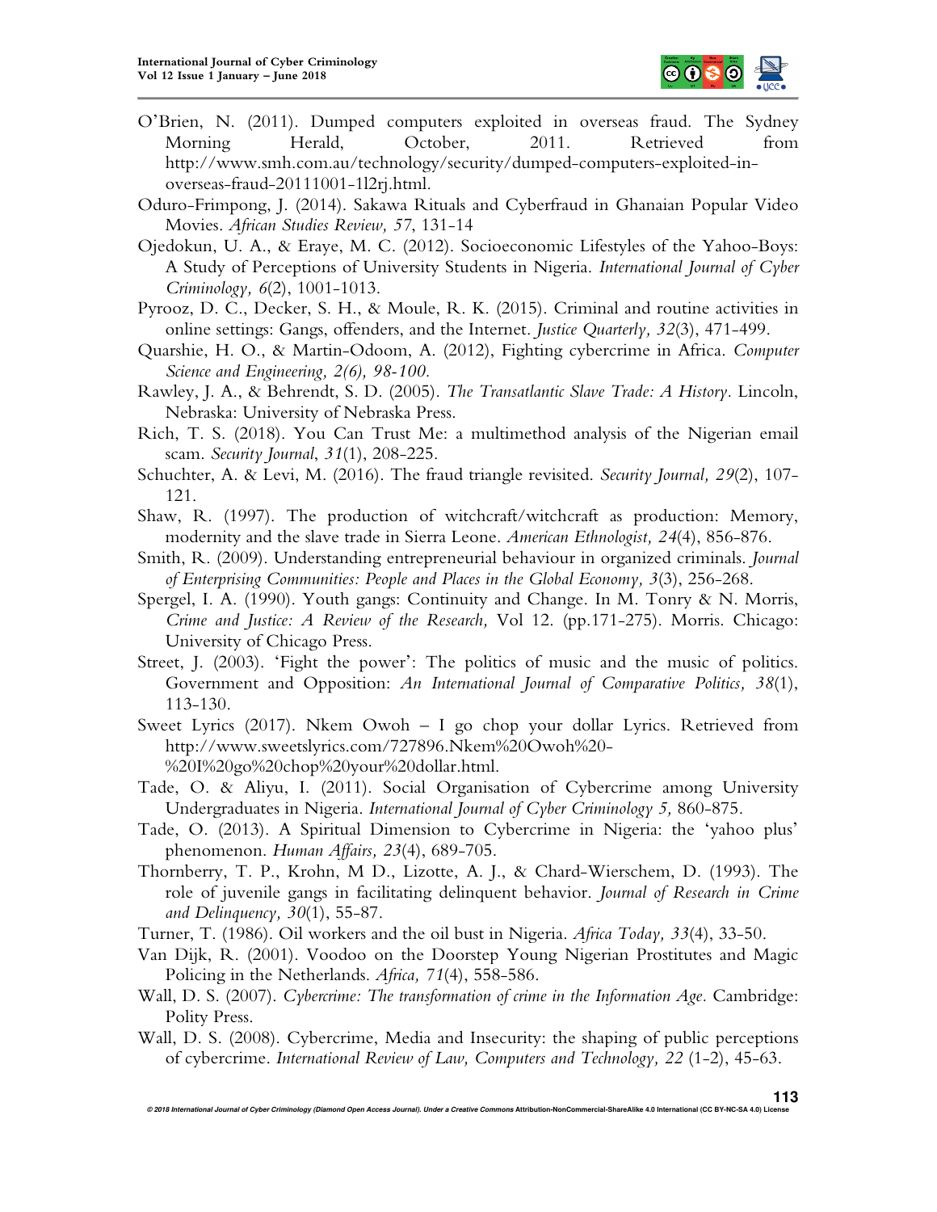O'Brien, N. (2011). Dumped computers exploited in overseas fraud. The Sydney Morning Herald, October, 2011. Retrieved from http://www.smh.com.au/technology/security/dumped-computers-exploited-in-overseas-fraud-20111001-1l2rj.html.

Oduro-Frimpong, J. (2014). Sakawa Rituals and Cyberfraud in Ghanaian Popular Video Movies. *African Studies Review, 57*, 131-14

Ojedokun, U. A., & Eraye, M. C. (2012). Socioeconomic Lifestyles of the Yahoo-Boys: A Study of Perceptions of University Students in Nigeria. *International Journal of Cyber Criminology, 6*(2), 1001-1013.

Pyrooz, D. C., Decker, S. H., & Moule, R. K. (2015). Criminal and routine activities in online settings: Gangs, offenders, and the Internet. *Justice Quarterly, 32*(3), 471-499.

Quarshie, H. O., & Martin-Odoom, A. (2012), Fighting cybercrime in Africa. *Computer Science and Engineering, 2(6), 98-100.*

Rawley, J. A., & Behrendt, S. D. (2005). *The Transatlantic Slave Trade: A History*. Lincoln, Nebraska: University of Nebraska Press.

Rich, T. S. (2018). You Can Trust Me: a multimethod analysis of the Nigerian email scam. *Security Journal*, *31*(1), 208-225.

Schuchter, A. & Levi, M. (2016). The fraud triangle revisited. *Security Journal, 29*(2), 107-121.

Shaw, R. (1997). The production of witchcraft/witchcraft as production: Memory, modernity and the slave trade in Sierra Leone. *American Ethnologist, 24*(4), 856-876.

Smith, R. (2009). Understanding entrepreneurial behaviour in organized criminals. *Journal of Enterprising Communities: People and Places in the Global Economy, 3*(3), 256-268.

Spergel, I. A. (1990). Youth gangs: Continuity and Change. In M. Tonry & N. Morris, *Crime and Justice: A Review of the Research,* Vol 12. (pp.171-275). Morris. Chicago: University of Chicago Press.

Street, J. (2003). 'Fight the power': The politics of music and the music of politics. Government and Opposition: *An International Journal of Comparative Politics, 38*(1), 113-130.

Sweet Lyrics (2017). Nkem Owoh – I go chop your dollar Lyrics. Retrieved from http://www.sweetslyrics.com/727896.Nkem%20Owoh%20-%20I%20go%20chop%20your%20dollar.html.

Tade, O. & Aliyu, I. (2011). Social Organisation of Cybercrime among University Undergraduates in Nigeria. *International Journal of Cyber Criminology 5,* 860-875.

Tade, O. (2013). A Spiritual Dimension to Cybercrime in Nigeria: the 'yahoo plus' phenomenon. *Human Affairs, 23*(4), 689-705.

Thornberry, T. P., Krohn, M D., Lizotte, A. J., & Chard-Wierschem, D. (1993). The role of juvenile gangs in facilitating delinquent behavior. *Journal of Research in Crime and Delinquency, 30*(1), 55-87.

Turner, T. (1986). Oil workers and the oil bust in Nigeria. *Africa Today, 33*(4), 33-50.

Van Dijk, R. (2001). Voodoo on the Doorstep Young Nigerian Prostitutes and Magic Policing in the Netherlands. *Africa, 71*(4), 558-586.

Wall, D. S. (2007). *Cybercrime: The transformation of crime in the Information Age*. Cambridge: Polity Press.

Wall, D. S. (2008). Cybercrime, Media and Insecurity: the shaping of public perceptions of cybercrime. *International Review of Law, Computers and Technology, 22* (1-2), 45-63.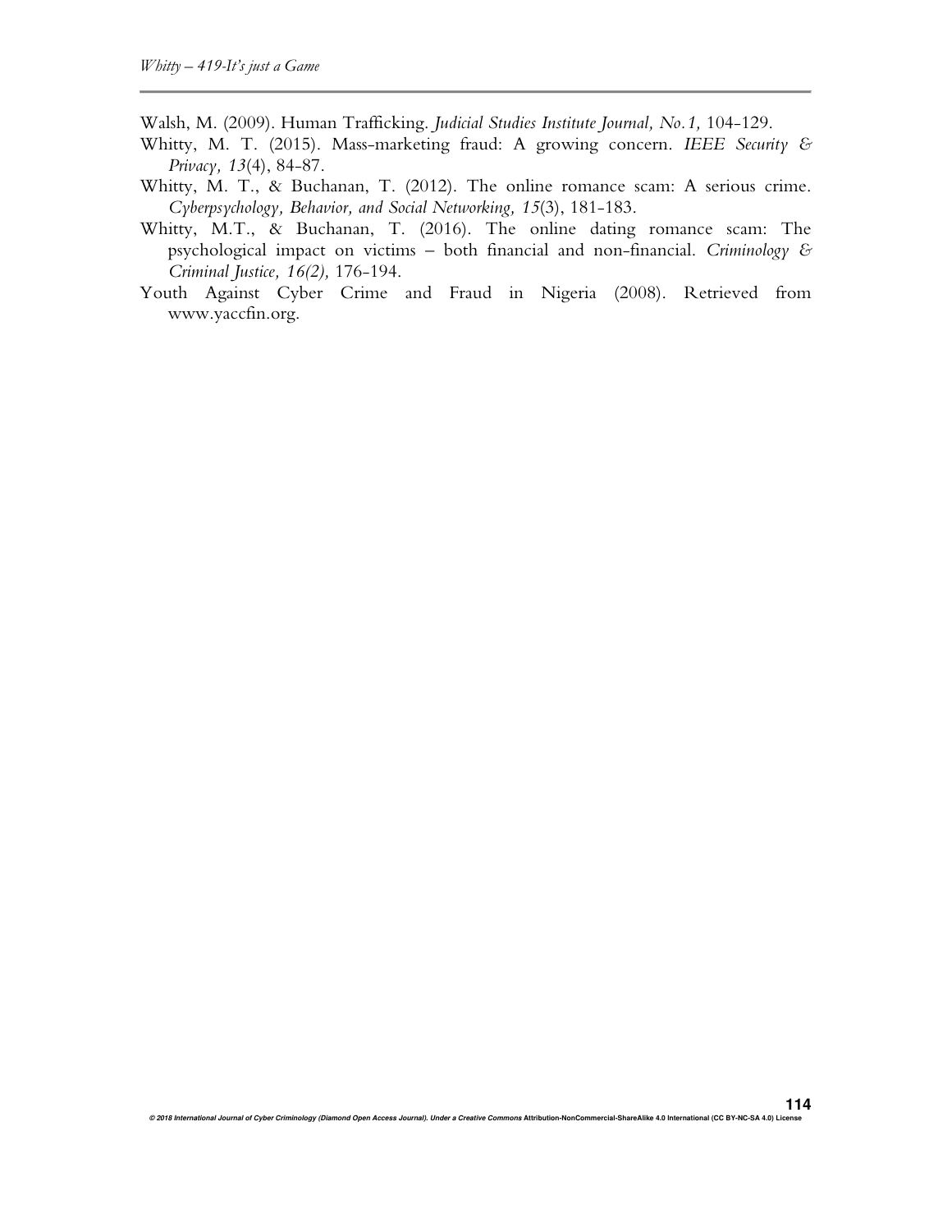Walsh, M. (2009). Human Trafficking. *Judicial Studies Institute Journal, No.1,* 104-129.

Whitty, M. T. (2015). Mass-marketing fraud: A growing concern. *IEEE Security & Privacy, 13*(4), 84-87.

Whitty, M. T., & Buchanan, T. (2012). The online romance scam: A serious crime. *Cyberpsychology, Behavior, and Social Networking, 15*(3), 181-183.

Whitty, M.T., & Buchanan, T. (2016). The online dating romance scam: The psychological impact on victims – both financial and non-financial. *Criminology & Criminal Justice, 16(2),* 176-194.

Youth Against Cyber Crime and Fraud in Nigeria (2008). Retrieved from www.yaccfin.org.